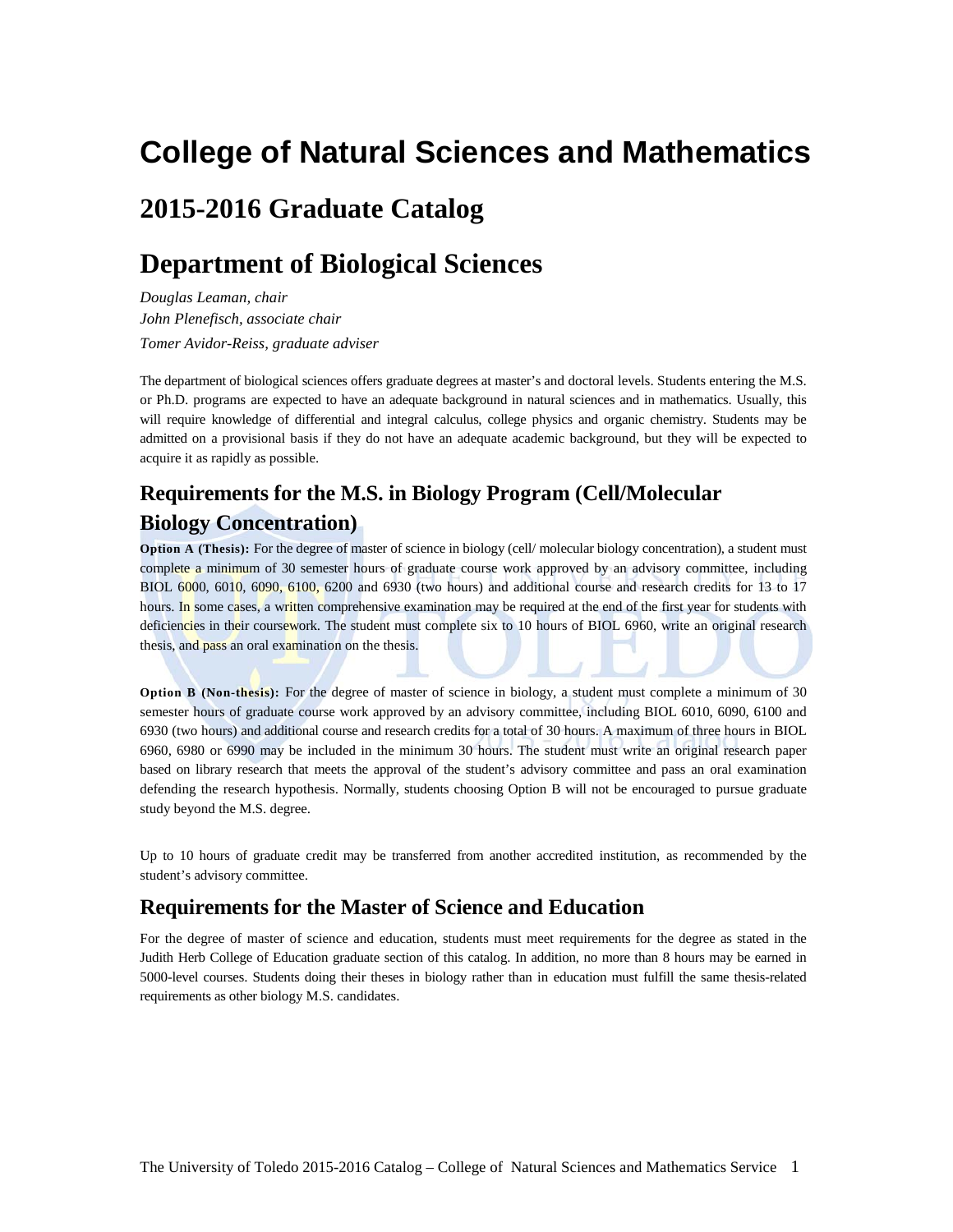# College of Natural Sciences and Mathematics

## 2015-2016 Graduate Catalog

## Department of Biological Sciences

*Douglas Leaman, chair*
*John Plenefisch, associate chair*
*Tomer Avidor-Reiss, graduate adviser*

The department of biological sciences offers graduate degrees at master's and doctoral levels. Students entering the M.S. or Ph.D. programs are expected to have an adequate background in natural sciences and in mathematics. Usually, this will require knowledge of differential and integral calculus, college physics and organic chemistry. Students may be admitted on a provisional basis if they do not have an adequate academic background, but they will be expected to acquire it as rapidly as possible.

### Requirements for the M.S. in Biology Program (Cell/Molecular Biology Concentration)

**Option A (Thesis):** For the degree of master of science in biology (cell/ molecular biology concentration), a student must complete a minimum of 30 semester hours of graduate course work approved by an advisory committee, including BIOL 6000, 6010, 6090, 6100, 6200 and 6930 (two hours) and additional course and research credits for 13 to 17 hours. In some cases, a written comprehensive examination may be required at the end of the first year for students with deficiencies in their coursework. The student must complete six to 10 hours of BIOL 6960, write an original research thesis, and pass an oral examination on the thesis.

**Option B (Non-thesis):** For the degree of master of science in biology, a student must complete a minimum of 30 semester hours of graduate course work approved by an advisory committee, including BIOL 6010, 6090, 6100 and 6930 (two hours) and additional course and research credits for a total of 30 hours. A maximum of three hours in BIOL 6960, 6980 or 6990 may be included in the minimum 30 hours. The student must write an original research paper based on library research that meets the approval of the student's advisory committee and pass an oral examination defending the research hypothesis. Normally, students choosing Option B will not be encouraged to pursue graduate study beyond the M.S. degree.

Up to 10 hours of graduate credit may be transferred from another accredited institution, as recommended by the student's advisory committee.

### Requirements for the Master of Science and Education

For the degree of master of science and education, students must meet requirements for the degree as stated in the Judith Herb College of Education graduate section of this catalog. In addition, no more than 8 hours may be earned in 5000-level courses. Students doing their theses in biology rather than in education must fulfill the same thesis-related requirements as other biology M.S. candidates.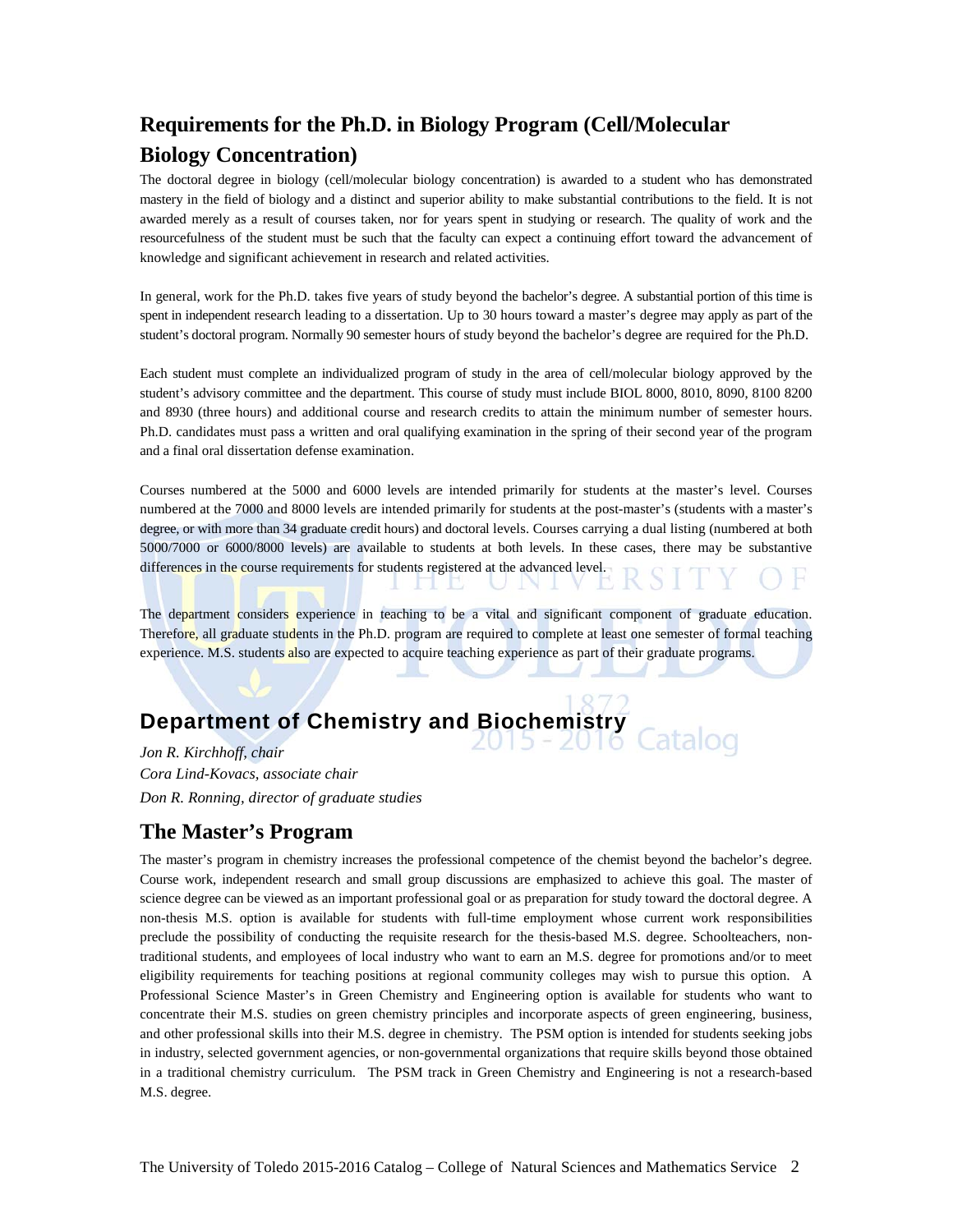## Requirements for the Ph.D. in Biology Program (Cell/Molecular Biology Concentration)

The doctoral degree in biology (cell/molecular biology concentration) is awarded to a student who has demonstrated mastery in the field of biology and a distinct and superior ability to make substantial contributions to the field. It is not awarded merely as a result of courses taken, nor for years spent in studying or research. The quality of work and the resourcefulness of the student must be such that the faculty can expect a continuing effort toward the advancement of knowledge and significant achievement in research and related activities.

In general, work for the Ph.D. takes five years of study beyond the bachelor's degree. A substantial portion of this time is spent in independent research leading to a dissertation. Up to 30 hours toward a master's degree may apply as part of the student's doctoral program. Normally 90 semester hours of study beyond the bachelor's degree are required for the Ph.D.

Each student must complete an individualized program of study in the area of cell/molecular biology approved by the student's advisory committee and the department. This course of study must include BIOL 8000, 8010, 8090, 8100 8200 and 8930 (three hours) and additional course and research credits to attain the minimum number of semester hours. Ph.D. candidates must pass a written and oral qualifying examination in the spring of their second year of the program and a final oral dissertation defense examination.

Courses numbered at the 5000 and 6000 levels are intended primarily for students at the master's level. Courses numbered at the 7000 and 8000 levels are intended primarily for students at the post-master's (students with a master's degree, or with more than 34 graduate credit hours) and doctoral levels. Courses carrying a dual listing (numbered at both 5000/7000 or 6000/8000 levels) are available to students at both levels. In these cases, there may be substantive differences in the course requirements for students registered at the advanced level.

The department considers experience in teaching to be a vital and significant component of graduate education. Therefore, all graduate students in the Ph.D. program are required to complete at least one semester of formal teaching experience. M.S. students also are expected to acquire teaching experience as part of their graduate programs.

## Department of Chemistry and Biochemistry

*Jon R. Kirchhoff, chair*
*Cora Lind-Kovacs, associate chair*
*Don R. Ronning, director of graduate studies*

## The Master's Program

The master's program in chemistry increases the professional competence of the chemist beyond the bachelor's degree. Course work, independent research and small group discussions are emphasized to achieve this goal. The master of science degree can be viewed as an important professional goal or as preparation for study toward the doctoral degree. A non-thesis M.S. option is available for students with full-time employment whose current work responsibilities preclude the possibility of conducting the requisite research for the thesis-based M.S. degree. Schoolteachers, non-traditional students, and employees of local industry who want to earn an M.S. degree for promotions and/or to meet eligibility requirements for teaching positions at regional community colleges may wish to pursue this option. A Professional Science Master's in Green Chemistry and Engineering option is available for students who want to concentrate their M.S. studies on green chemistry principles and incorporate aspects of green engineering, business, and other professional skills into their M.S. degree in chemistry. The PSM option is intended for students seeking jobs in industry, selected government agencies, or non-governmental organizations that require skills beyond those obtained in a traditional chemistry curriculum. The PSM track in Green Chemistry and Engineering is not a research-based M.S. degree.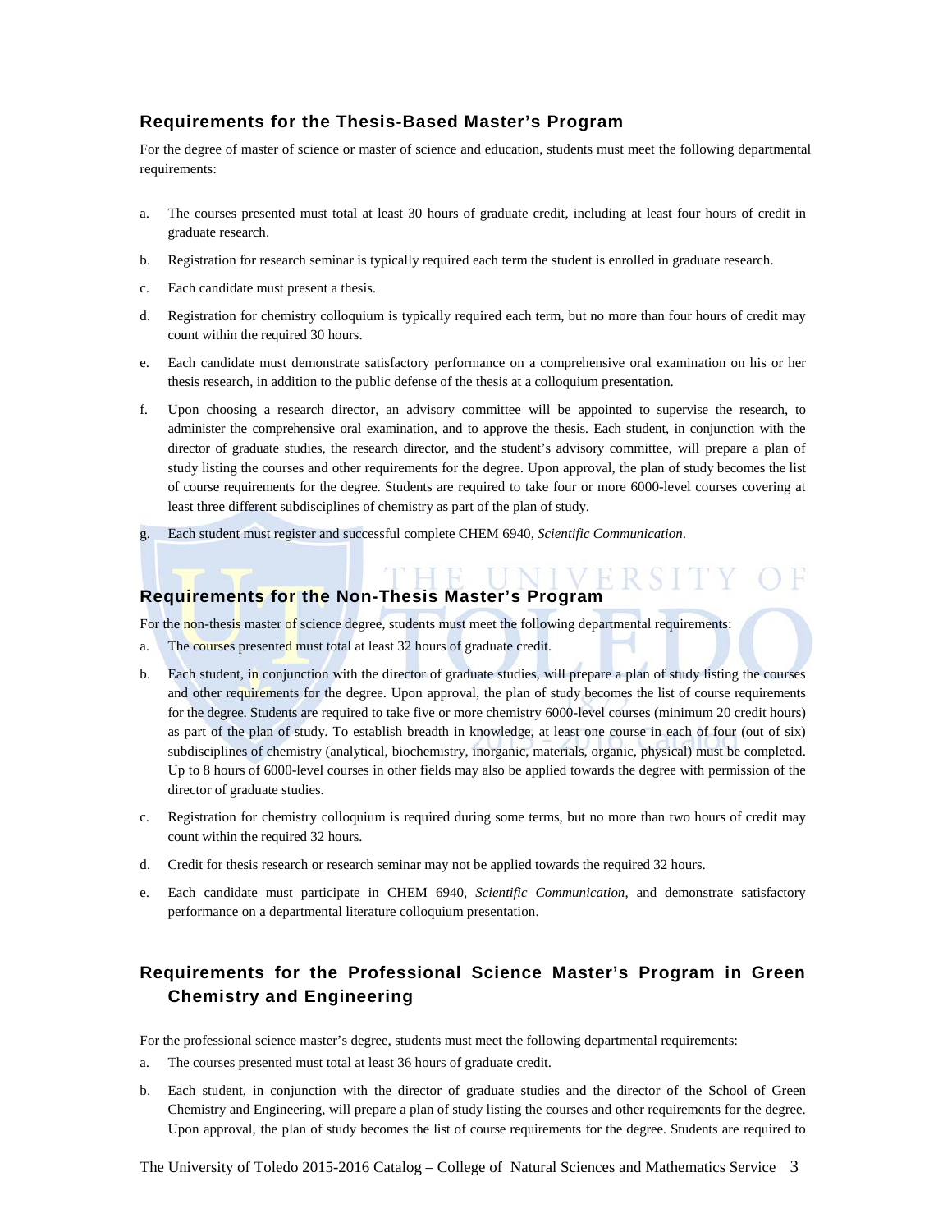## Requirements for the Thesis-Based Master's Program

For the degree of master of science or master of science and education, students must meet the following departmental requirements:

a. The courses presented must total at least 30 hours of graduate credit, including at least four hours of credit in graduate research.

b. Registration for research seminar is typically required each term the student is enrolled in graduate research.

c. Each candidate must present a thesis.

d. Registration for chemistry colloquium is typically required each term, but no more than four hours of credit may count within the required 30 hours.

e. Each candidate must demonstrate satisfactory performance on a comprehensive oral examination on his or her thesis research, in addition to the public defense of the thesis at a colloquium presentation.

f. Upon choosing a research director, an advisory committee will be appointed to supervise the research, to administer the comprehensive oral examination, and to approve the thesis. Each student, in conjunction with the director of graduate studies, the research director, and the student's advisory committee, will prepare a plan of study listing the courses and other requirements for the degree. Upon approval, the plan of study becomes the list of course requirements for the degree. Students are required to take four or more 6000-level courses covering at least three different subdisciplines of chemistry as part of the plan of study.

g. Each student must register and successful complete CHEM 6940, *Scientific Communication*.

## Requirements for the Non-Thesis Master's Program

For the non-thesis master of science degree, students must meet the following departmental requirements:

a. The courses presented must total at least 32 hours of graduate credit.

b. Each student, in conjunction with the director of graduate studies, will prepare a plan of study listing the courses and other requirements for the degree. Upon approval, the plan of study becomes the list of course requirements for the degree. Students are required to take five or more chemistry 6000-level courses (minimum 20 credit hours) as part of the plan of study. To establish breadth in knowledge, at least one course in each of four (out of six) subdisciplines of chemistry (analytical, biochemistry, inorganic, materials, organic, physical) must be completed. Up to 8 hours of 6000-level courses in other fields may also be applied towards the degree with permission of the director of graduate studies.

c. Registration for chemistry colloquium is required during some terms, but no more than two hours of credit may count within the required 32 hours.

d. Credit for thesis research or research seminar may not be applied towards the required 32 hours.

e. Each candidate must participate in CHEM 6940, *Scientific Communication*, and demonstrate satisfactory performance on a departmental literature colloquium presentation.

## Requirements for the Professional Science Master's Program in Green Chemistry and Engineering

For the professional science master's degree, students must meet the following departmental requirements:

a. The courses presented must total at least 36 hours of graduate credit.

b. Each student, in conjunction with the director of graduate studies and the director of the School of Green Chemistry and Engineering, will prepare a plan of study listing the courses and other requirements for the degree. Upon approval, the plan of study becomes the list of course requirements for the degree. Students are required to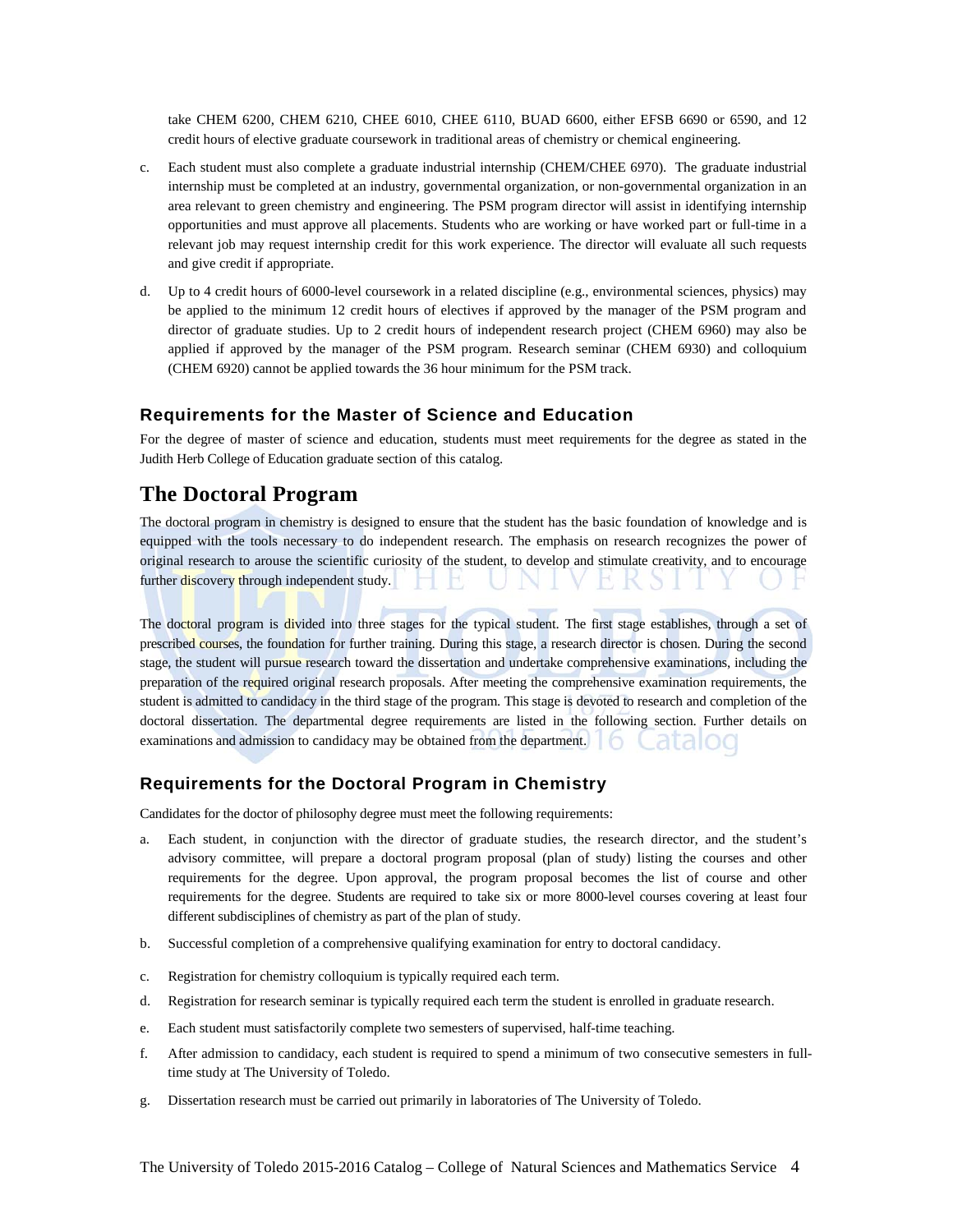take CHEM 6200, CHEM 6210, CHEE 6010, CHEE 6110, BUAD 6600, either EFSB 6690 or 6590, and 12 credit hours of elective graduate coursework in traditional areas of chemistry or chemical engineering.

c. Each student must also complete a graduate industrial internship (CHEM/CHEE 6970). The graduate industrial internship must be completed at an industry, governmental organization, or non-governmental organization in an area relevant to green chemistry and engineering. The PSM program director will assist in identifying internship opportunities and must approve all placements. Students who are working or have worked part or full-time in a relevant job may request internship credit for this work experience. The director will evaluate all such requests and give credit if appropriate.

d. Up to 4 credit hours of 6000-level coursework in a related discipline (e.g., environmental sciences, physics) may be applied to the minimum 12 credit hours of electives if approved by the manager of the PSM program and director of graduate studies. Up to 2 credit hours of independent research project (CHEM 6960) may also be applied if approved by the manager of the PSM program. Research seminar (CHEM 6930) and colloquium (CHEM 6920) cannot be applied towards the 36 hour minimum for the PSM track.

### Requirements for the Master of Science and Education

For the degree of master of science and education, students must meet requirements for the degree as stated in the Judith Herb College of Education graduate section of this catalog.

## The Doctoral Program

The doctoral program in chemistry is designed to ensure that the student has the basic foundation of knowledge and is equipped with the tools necessary to do independent research. The emphasis on research recognizes the power of original research to arouse the scientific curiosity of the student, to develop and stimulate creativity, and to encourage further discovery through independent study.

The doctoral program is divided into three stages for the typical student. The first stage establishes, through a set of prescribed courses, the foundation for further training. During this stage, a research director is chosen. During the second stage, the student will pursue research toward the dissertation and undertake comprehensive examinations, including the preparation of the required original research proposals. After meeting the comprehensive examination requirements, the student is admitted to candidacy in the third stage of the program. This stage is devoted to research and completion of the doctoral dissertation. The departmental degree requirements are listed in the following section. Further details on examinations and admission to candidacy may be obtained from the department.

### Requirements for the Doctoral Program in Chemistry

Candidates for the doctor of philosophy degree must meet the following requirements:

a. Each student, in conjunction with the director of graduate studies, the research director, and the student's advisory committee, will prepare a doctoral program proposal (plan of study) listing the courses and other requirements for the degree. Upon approval, the program proposal becomes the list of course and other requirements for the degree. Students are required to take six or more 8000-level courses covering at least four different subdisciplines of chemistry as part of the plan of study.

b. Successful completion of a comprehensive qualifying examination for entry to doctoral candidacy.

c. Registration for chemistry colloquium is typically required each term.

d. Registration for research seminar is typically required each term the student is enrolled in graduate research.

e. Each student must satisfactorily complete two semesters of supervised, half-time teaching.

f. After admission to candidacy, each student is required to spend a minimum of two consecutive semesters in full-time study at The University of Toledo.

g. Dissertation research must be carried out primarily in laboratories of The University of Toledo.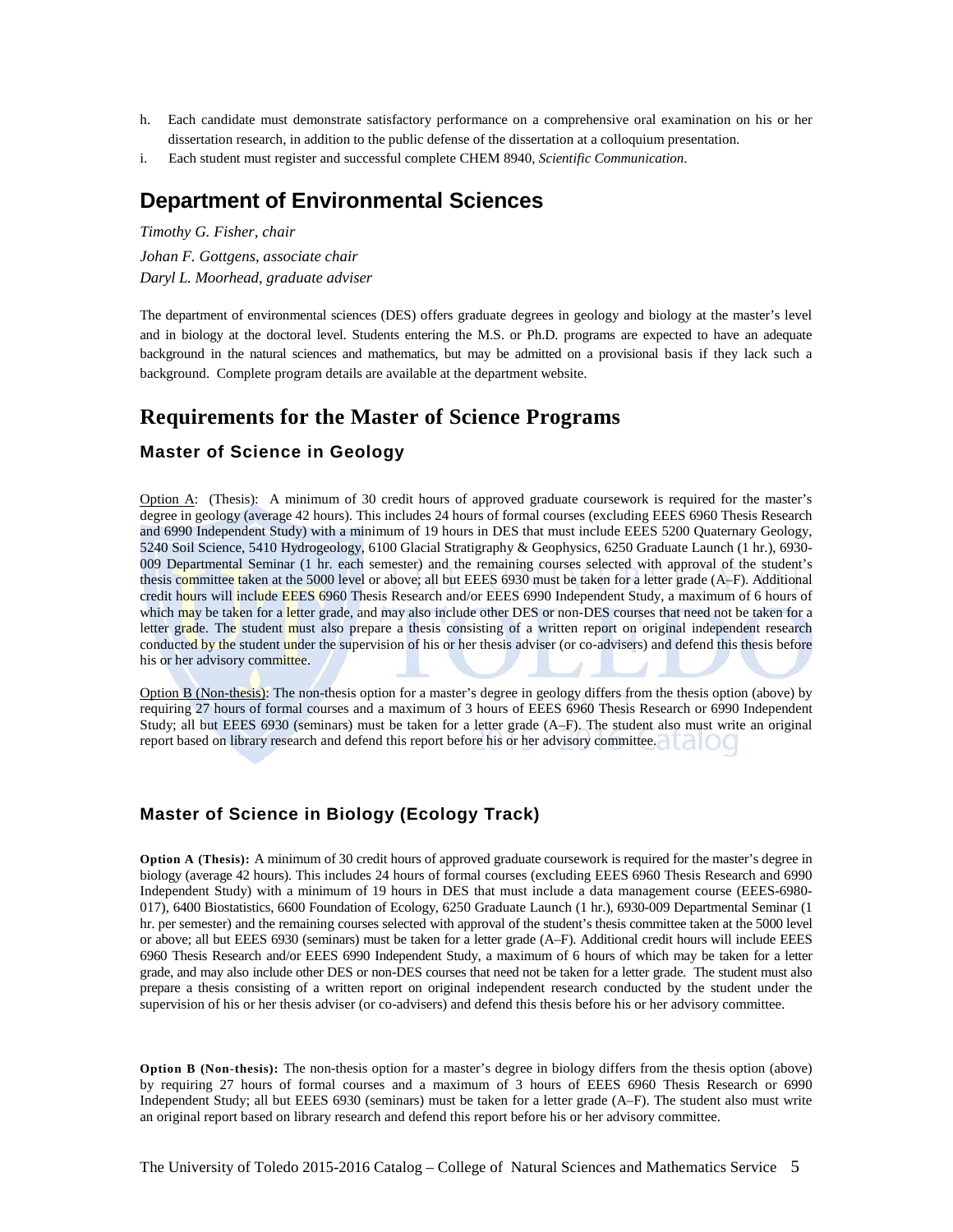h. Each candidate must demonstrate satisfactory performance on a comprehensive oral examination on his or her dissertation research, in addition to the public defense of the dissertation at a colloquium presentation.

i. Each student must register and successful complete CHEM 8940, *Scientific Communication*.

## Department of Environmental Sciences

*Timothy G. Fisher, chair*

*Johan F. Gottgens, associate chair*

*Daryl L. Moorhead, graduate adviser*

The department of environmental sciences (DES) offers graduate degrees in geology and biology at the master's level and in biology at the doctoral level. Students entering the M.S. or Ph.D. programs are expected to have an adequate background in the natural sciences and mathematics, but may be admitted on a provisional basis if they lack such a background. Complete program details are available at the department website.

## Requirements for the Master of Science Programs

### Master of Science in Geology

Option A: (Thesis): A minimum of 30 credit hours of approved graduate coursework is required for the master's degree in geology (average 42 hours). This includes 24 hours of formal courses (excluding EEES 6960 Thesis Research and 6990 Independent Study) with a minimum of 19 hours in DES that must include EEES 5200 Quaternary Geology, 5240 Soil Science, 5410 Hydrogeology, 6100 Glacial Stratigraphy & Geophysics, 6250 Graduate Launch (1 hr.), 6930-009 Departmental Seminar (1 hr. each semester) and the remaining courses selected with approval of the student's thesis committee taken at the 5000 level or above; all but EEES 6930 must be taken for a letter grade (A–F). Additional credit hours will include EEES 6960 Thesis Research and/or EEES 6990 Independent Study, a maximum of 6 hours of which may be taken for a letter grade, and may also include other DES or non-DES courses that need not be taken for a letter grade. The student must also prepare a thesis consisting of a written report on original independent research conducted by the student under the supervision of his or her thesis adviser (or co-advisers) and defend this thesis before his or her advisory committee.

Option B (Non-thesis): The non-thesis option for a master's degree in geology differs from the thesis option (above) by requiring 27 hours of formal courses and a maximum of 3 hours of EEES 6960 Thesis Research or 6990 Independent Study; all but EEES 6930 (seminars) must be taken for a letter grade (A–F). The student also must write an original report based on library research and defend this report before his or her advisory committee.

### Master of Science in Biology (Ecology Track)

**Option A (Thesis):** A minimum of 30 credit hours of approved graduate coursework is required for the master's degree in biology (average 42 hours). This includes 24 hours of formal courses (excluding EEES 6960 Thesis Research and 6990 Independent Study) with a minimum of 19 hours in DES that must include a data management course (EEES-6980-017), 6400 Biostatistics, 6600 Foundation of Ecology, 6250 Graduate Launch (1 hr.), 6930-009 Departmental Seminar (1 hr. per semester) and the remaining courses selected with approval of the student's thesis committee taken at the 5000 level or above; all but EEES 6930 (seminars) must be taken for a letter grade (A–F). Additional credit hours will include EEES 6960 Thesis Research and/or EEES 6990 Independent Study, a maximum of 6 hours of which may be taken for a letter grade, and may also include other DES or non-DES courses that need not be taken for a letter grade. The student must also prepare a thesis consisting of a written report on original independent research conducted by the student under the supervision of his or her thesis adviser (or co-advisers) and defend this thesis before his or her advisory committee.

**Option B (Non-thesis):** The non-thesis option for a master's degree in biology differs from the thesis option (above) by requiring 27 hours of formal courses and a maximum of 3 hours of EEES 6960 Thesis Research or 6990 Independent Study; all but EEES 6930 (seminars) must be taken for a letter grade (A–F). The student also must write an original report based on library research and defend this report before his or her advisory committee.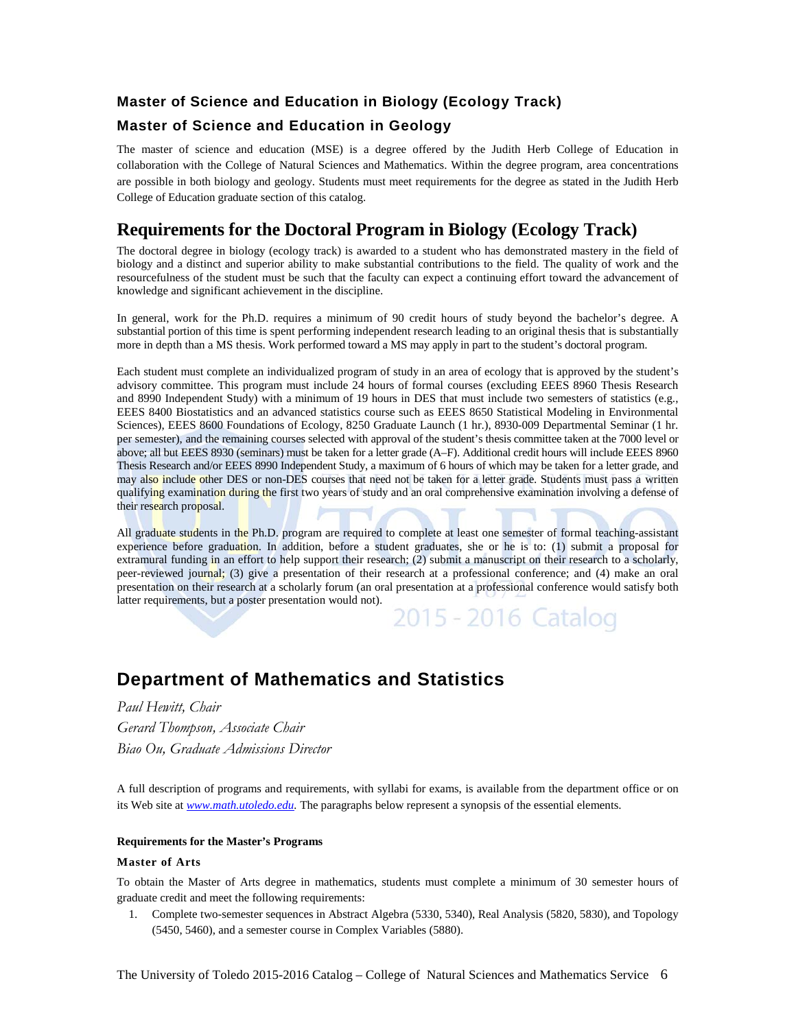### Master of Science and Education in Biology (Ecology Track)

### Master of Science and Education in Geology

The master of science and education (MSE) is a degree offered by the Judith Herb College of Education in collaboration with the College of Natural Sciences and Mathematics. Within the degree program, area concentrations are possible in both biology and geology. Students must meet requirements for the degree as stated in the Judith Herb College of Education graduate section of this catalog.

## Requirements for the Doctoral Program in Biology (Ecology Track)

The doctoral degree in biology (ecology track) is awarded to a student who has demonstrated mastery in the field of biology and a distinct and superior ability to make substantial contributions to the field. The quality of work and the resourcefulness of the student must be such that the faculty can expect a continuing effort toward the advancement of knowledge and significant achievement in the discipline.

In general, work for the Ph.D. requires a minimum of 90 credit hours of study beyond the bachelor's degree. A substantial portion of this time is spent performing independent research leading to an original thesis that is substantially more in depth than a MS thesis. Work performed toward a MS may apply in part to the student's doctoral program.

Each student must complete an individualized program of study in an area of ecology that is approved by the student's advisory committee. This program must include 24 hours of formal courses (excluding EEES 8960 Thesis Research and 8990 Independent Study) with a minimum of 19 hours in DES that must include two semesters of statistics (e.g., EEES 8400 Biostatistics and an advanced statistics course such as EEES 8650 Statistical Modeling in Environmental Sciences), EEES 8600 Foundations of Ecology, 8250 Graduate Launch (1 hr.), 8930-009 Departmental Seminar (1 hr. per semester), and the remaining courses selected with approval of the student's thesis committee taken at the 7000 level or above; all but EEES 8930 (seminars) must be taken for a letter grade (A–F). Additional credit hours will include EEES 8960 Thesis Research and/or EEES 8990 Independent Study, a maximum of 6 hours of which may be taken for a letter grade, and may also include other DES or non-DES courses that need not be taken for a letter grade. Students must pass a written qualifying examination during the first two years of study and an oral comprehensive examination involving a defense of their research proposal.

All graduate students in the Ph.D. program are required to complete at least one semester of formal teaching-assistant experience before graduation. In addition, before a student graduates, she or he is to: (1) submit a proposal for extramural funding in an effort to help support their research; (2) submit a manuscript on their research to a scholarly, peer-reviewed journal; (3) give a presentation of their research at a professional conference; and (4) make an oral presentation on their research at a scholarly forum (an oral presentation at a professional conference would satisfy both latter requirements, but a poster presentation would not).

## Department of Mathematics and Statistics

*Paul Hewitt, Chair*

*Gerard Thompson, Associate Chair*

*Biao Ou, Graduate Admissions Director*

A full description of programs and requirements, with syllabi for exams, is available from the department office or on its Web site at *www.math.utoledo.edu*. The paragraphs below represent a synopsis of the essential elements.

**Requirements for the Master's Programs**

**Master of Arts**

To obtain the Master of Arts degree in mathematics, students must complete a minimum of 30 semester hours of graduate credit and meet the following requirements:

1. Complete two-semester sequences in Abstract Algebra (5330, 5340), Real Analysis (5820, 5830), and Topology (5450, 5460), and a semester course in Complex Variables (5880).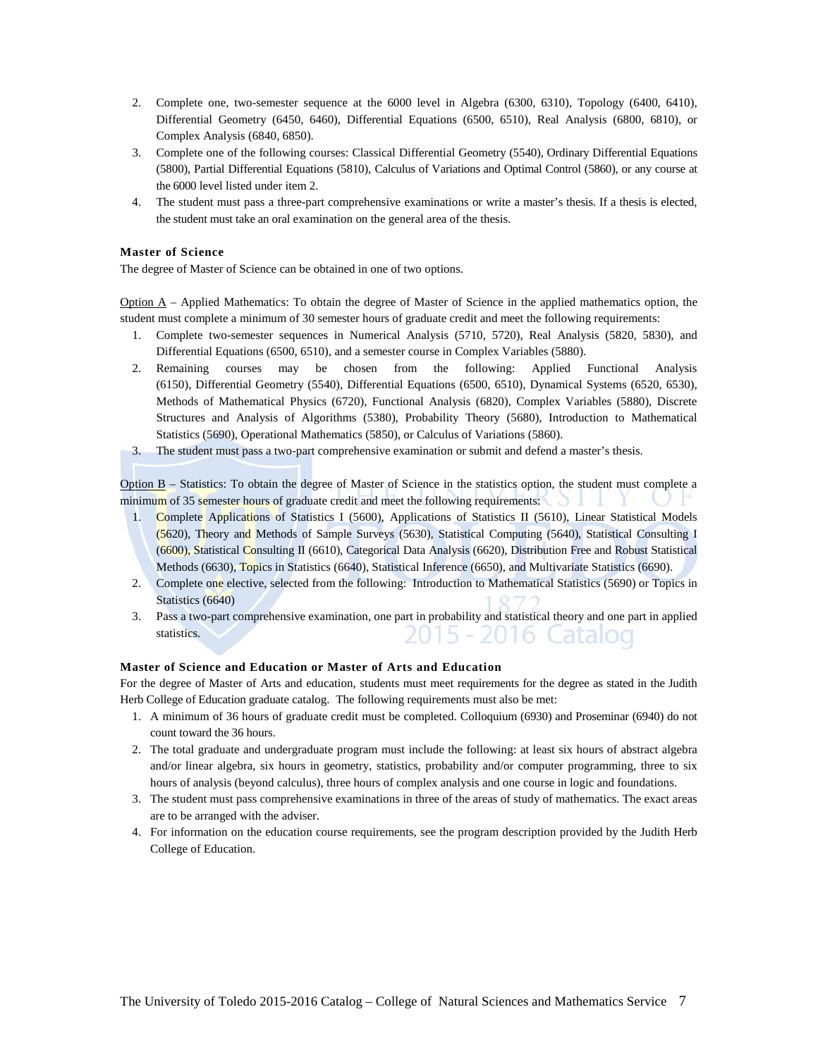2. Complete one, two-semester sequence at the 6000 level in Algebra (6300, 6310), Topology (6400, 6410), Differential Geometry (6450, 6460), Differential Equations (6500, 6510), Real Analysis (6800, 6810), or Complex Analysis (6840, 6850).
3. Complete one of the following courses: Classical Differential Geometry (5540), Ordinary Differential Equations (5800), Partial Differential Equations (5810), Calculus of Variations and Optimal Control (5860), or any course at the 6000 level listed under item 2.
4. The student must pass a three-part comprehensive examinations or write a master's thesis. If a thesis is elected, the student must take an oral examination on the general area of the thesis.

### Master of Science

The degree of Master of Science can be obtained in one of two options.

Option A – Applied Mathematics: To obtain the degree of Master of Science in the applied mathematics option, the student must complete a minimum of 30 semester hours of graduate credit and meet the following requirements:

1. Complete two-semester sequences in Numerical Analysis (5710, 5720), Real Analysis (5820, 5830), and Differential Equations (6500, 6510), and a semester course in Complex Variables (5880).
2. Remaining courses may be chosen from the following: Applied Functional Analysis (6150), Differential Geometry (5540), Differential Equations (6500, 6510), Dynamical Systems (6520, 6530), Methods of Mathematical Physics (6720), Functional Analysis (6820), Complex Variables (5880), Discrete Structures and Analysis of Algorithms (5380), Probability Theory (5680), Introduction to Mathematical Statistics (5690), Operational Mathematics (5850), or Calculus of Variations (5860).
3. The student must pass a two-part comprehensive examination or submit and defend a master's thesis.

Option B – Statistics: To obtain the degree of Master of Science in the statistics option, the student must complete a minimum of 35 semester hours of graduate credit and meet the following requirements:

1. Complete Applications of Statistics I (5600), Applications of Statistics II (5610), Linear Statistical Models (5620), Theory and Methods of Sample Surveys (5630), Statistical Computing (5640), Statistical Consulting I (6600), Statistical Consulting II (6610), Categorical Data Analysis (6620), Distribution Free and Robust Statistical Methods (6630), Topics in Statistics (6640), Statistical Inference (6650), and Multivariate Statistics (6690).
2. Complete one elective, selected from the following: Introduction to Mathematical Statistics (5690) or Topics in Statistics (6640)
3. Pass a two-part comprehensive examination, one part in probability and statistical theory and one part in applied statistics.

### Master of Science and Education or Master of Arts and Education

For the degree of Master of Arts and education, students must meet requirements for the degree as stated in the Judith Herb College of Education graduate catalog. The following requirements must also be met:

1. A minimum of 36 hours of graduate credit must be completed. Colloquium (6930) and Proseminar (6940) do not count toward the 36 hours.
2. The total graduate and undergraduate program must include the following: at least six hours of abstract algebra and/or linear algebra, six hours in geometry, statistics, probability and/or computer programming, three to six hours of analysis (beyond calculus), three hours of complex analysis and one course in logic and foundations.
3. The student must pass comprehensive examinations in three of the areas of study of mathematics. The exact areas are to be arranged with the adviser.
4. For information on the education course requirements, see the program description provided by the Judith Herb College of Education.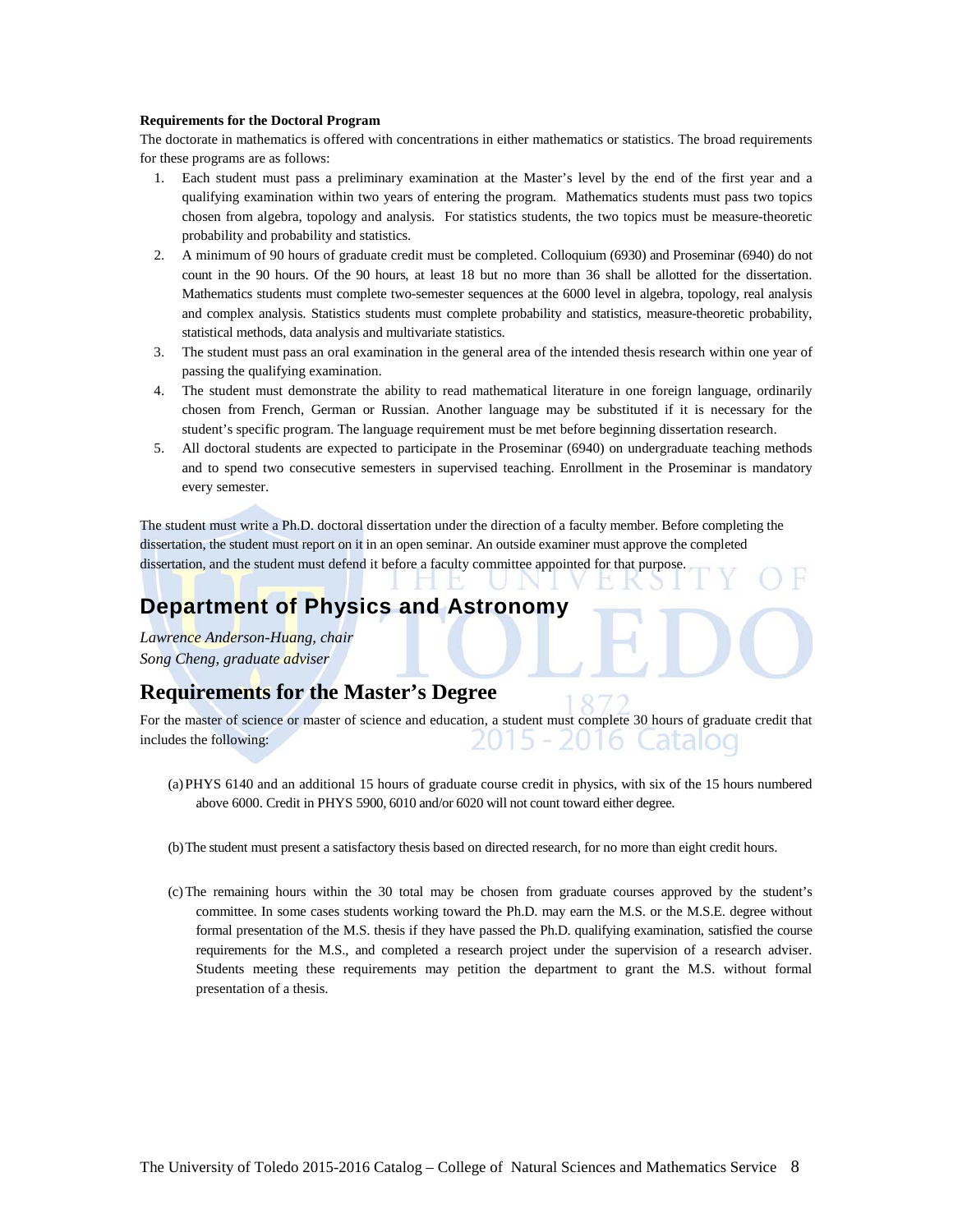**Requirements for the Doctoral Program**

The doctorate in mathematics is offered with concentrations in either mathematics or statistics. The broad requirements for these programs are as follows:

1. Each student must pass a preliminary examination at the Master's level by the end of the first year and a qualifying examination within two years of entering the program. Mathematics students must pass two topics chosen from algebra, topology and analysis. For statistics students, the two topics must be measure-theoretic probability and probability and statistics.
2. A minimum of 90 hours of graduate credit must be completed. Colloquium (6930) and Proseminar (6940) do not count in the 90 hours. Of the 90 hours, at least 18 but no more than 36 shall be allotted for the dissertation. Mathematics students must complete two-semester sequences at the 6000 level in algebra, topology, real analysis and complex analysis. Statistics students must complete probability and statistics, measure-theoretic probability, statistical methods, data analysis and multivariate statistics.
3. The student must pass an oral examination in the general area of the intended thesis research within one year of passing the qualifying examination.
4. The student must demonstrate the ability to read mathematical literature in one foreign language, ordinarily chosen from French, German or Russian. Another language may be substituted if it is necessary for the student's specific program. The language requirement must be met before beginning dissertation research.
5. All doctoral students are expected to participate in the Proseminar (6940) on undergraduate teaching methods and to spend two consecutive semesters in supervised teaching. Enrollment in the Proseminar is mandatory every semester.

The student must write a Ph.D. doctoral dissertation under the direction of a faculty member. Before completing the dissertation, the student must report on it in an open seminar. An outside examiner must approve the completed dissertation, and the student must defend it before a faculty committee appointed for that purpose.

# Department of Physics and Astronomy

*Lawrence Anderson-Huang, chair*
*Song Cheng, graduate adviser*

## Requirements for the Master's Degree

For the master of science or master of science and education, a student must complete 30 hours of graduate credit that includes the following:

(a) PHYS 6140 and an additional 15 hours of graduate course credit in physics, with six of the 15 hours numbered above 6000. Credit in PHYS 5900, 6010 and/or 6020 will not count toward either degree.

(b) The student must present a satisfactory thesis based on directed research, for no more than eight credit hours.

(c) The remaining hours within the 30 total may be chosen from graduate courses approved by the student's committee. In some cases students working toward the Ph.D. may earn the M.S. or the M.S.E. degree without formal presentation of the M.S. thesis if they have passed the Ph.D. qualifying examination, satisfied the course requirements for the M.S., and completed a research project under the supervision of a research adviser. Students meeting these requirements may petition the department to grant the M.S. without formal presentation of a thesis.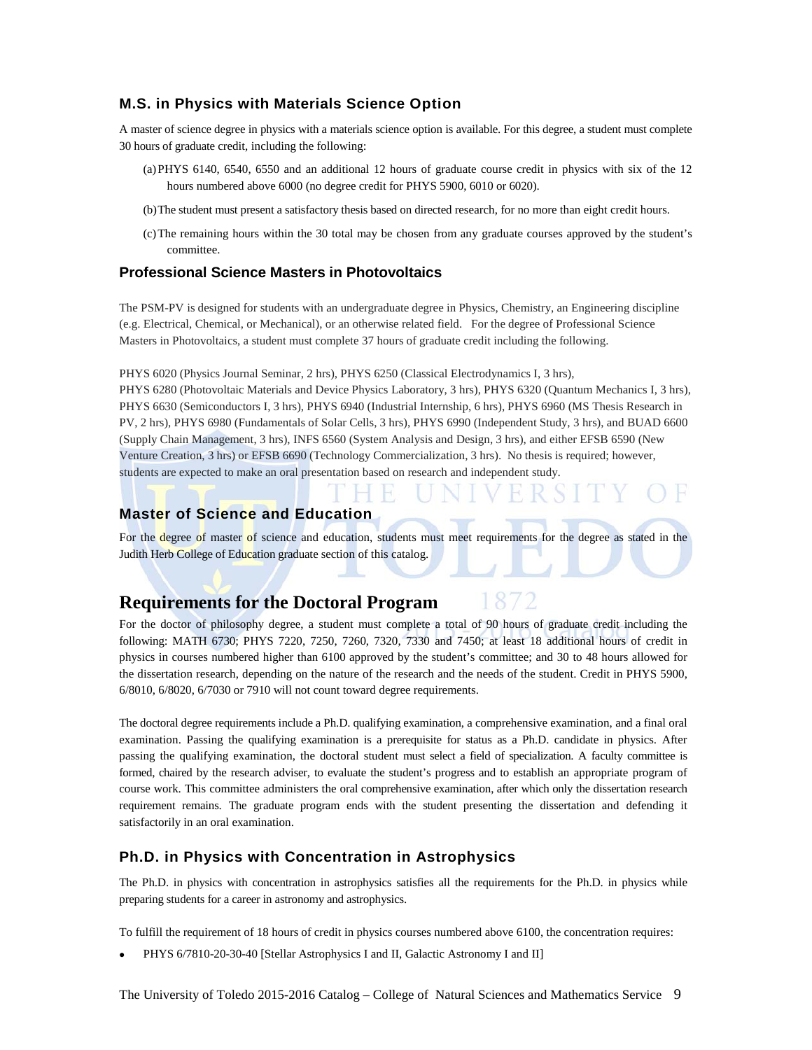### M.S. in Physics with Materials Science Option

A master of science degree in physics with a materials science option is available. For this degree, a student must complete 30 hours of graduate credit, including the following:

(a) PHYS 6140, 6540, 6550 and an additional 12 hours of graduate course credit in physics with six of the 12 hours numbered above 6000 (no degree credit for PHYS 5900, 6010 or 6020).

(b) The student must present a satisfactory thesis based on directed research, for no more than eight credit hours.

(c) The remaining hours within the 30 total may be chosen from any graduate courses approved by the student's committee.

### Professional Science Masters in Photovoltaics

The PSM-PV is designed for students with an undergraduate degree in Physics, Chemistry, an Engineering discipline (e.g. Electrical, Chemical, or Mechanical), or an otherwise related field. For the degree of Professional Science Masters in Photovoltaics, a student must complete 37 hours of graduate credit including the following.

PHYS 6020 (Physics Journal Seminar, 2 hrs), PHYS 6250 (Classical Electrodynamics I, 3 hrs), PHYS 6280 (Photovoltaic Materials and Device Physics Laboratory, 3 hrs), PHYS 6320 (Quantum Mechanics I, 3 hrs), PHYS 6630 (Semiconductors I, 3 hrs), PHYS 6940 (Industrial Internship, 6 hrs), PHYS 6960 (MS Thesis Research in PV, 2 hrs), PHYS 6980 (Fundamentals of Solar Cells, 3 hrs), PHYS 6990 (Independent Study, 3 hrs), and BUAD 6600 (Supply Chain Management, 3 hrs), INFS 6560 (System Analysis and Design, 3 hrs), and either EFSB 6590 (New Venture Creation, 3 hrs) or EFSB 6690 (Technology Commercialization, 3 hrs). No thesis is required; however, students are expected to make an oral presentation based on research and independent study.

### Master of Science and Education

For the degree of master of science and education, students must meet requirements for the degree as stated in the Judith Herb College of Education graduate section of this catalog.

## Requirements for the Doctoral Program

For the doctor of philosophy degree, a student must complete a total of 90 hours of graduate credit including the following: MATH 6730; PHYS 7220, 7250, 7260, 7320, 7330 and 7450; at least 18 additional hours of credit in physics in courses numbered higher than 6100 approved by the student's committee; and 30 to 48 hours allowed for the dissertation research, depending on the nature of the research and the needs of the student. Credit in PHYS 5900, 6/8010, 6/8020, 6/7030 or 7910 will not count toward degree requirements.

The doctoral degree requirements include a Ph.D. qualifying examination, a comprehensive examination, and a final oral examination. Passing the qualifying examination is a prerequisite for status as a Ph.D. candidate in physics. After passing the qualifying examination, the doctoral student must select a field of specialization. A faculty committee is formed, chaired by the research adviser, to evaluate the student's progress and to establish an appropriate program of course work. This committee administers the oral comprehensive examination, after which only the dissertation research requirement remains. The graduate program ends with the student presenting the dissertation and defending it satisfactorily in an oral examination.

### Ph.D. in Physics with Concentration in Astrophysics

The Ph.D. in physics with concentration in astrophysics satisfies all the requirements for the Ph.D. in physics while preparing students for a career in astronomy and astrophysics.

To fulfill the requirement of 18 hours of credit in physics courses numbered above 6100, the concentration requires:

- PHYS 6/7810-20-30-40 [Stellar Astrophysics I and II, Galactic Astronomy I and II]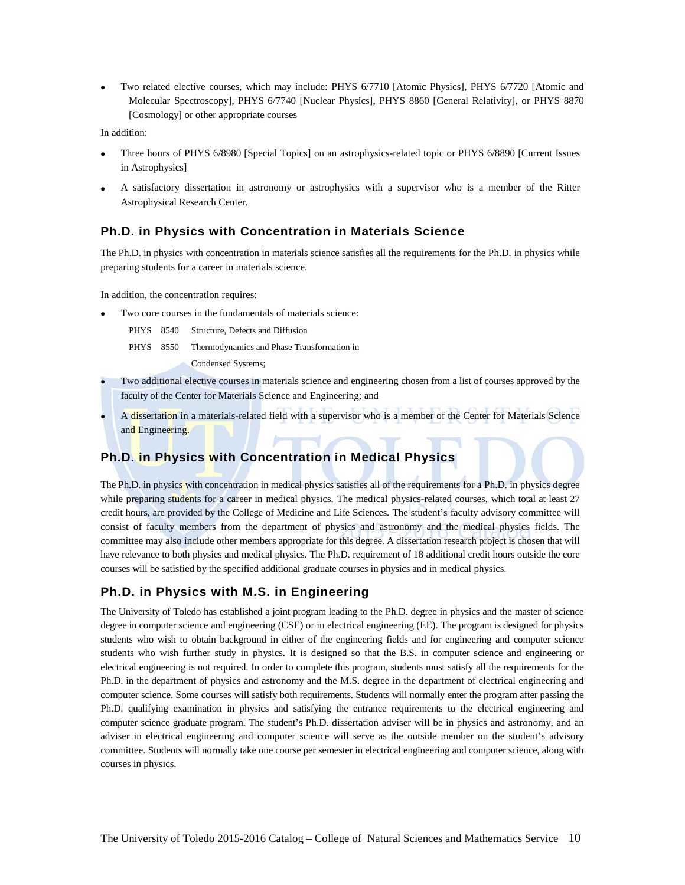- Two related elective courses, which may include: PHYS 6/7710 [Atomic Physics], PHYS 6/7720 [Atomic and Molecular Spectroscopy], PHYS 6/7740 [Nuclear Physics], PHYS 8860 [General Relativity], or PHYS 8870 [Cosmology] or other appropriate courses

In addition:

- Three hours of PHYS 6/8980 [Special Topics] on an astrophysics-related topic or PHYS 6/8890 [Current Issues in Astrophysics]
- A satisfactory dissertation in astronomy or astrophysics with a supervisor who is a member of the Ritter Astrophysical Research Center.

## Ph.D. in Physics with Concentration in Materials Science

The Ph.D. in physics with concentration in materials science satisfies all the requirements for the Ph.D. in physics while preparing students for a career in materials science.

In addition, the concentration requires:

- Two core courses in the fundamentals of materials science:

  PHYS 8540 Structure, Defects and Diffusion

  PHYS 8550 Thermodynamics and Phase Transformation in Condensed Systems;

- Two additional elective courses in materials science and engineering chosen from a list of courses approved by the faculty of the Center for Materials Science and Engineering; and
- A dissertation in a materials-related field with a supervisor who is a member of the Center for Materials Science and Engineering.

## Ph.D. in Physics with Concentration in Medical Physics

The Ph.D. in physics with concentration in medical physics satisfies all of the requirements for a Ph.D. in physics degree while preparing students for a career in medical physics. The medical physics-related courses, which total at least 27 credit hours, are provided by the College of Medicine and Life Sciences. The student's faculty advisory committee will consist of faculty members from the department of physics and astronomy and the medical physics fields. The committee may also include other members appropriate for this degree. A dissertation research project is chosen that will have relevance to both physics and medical physics. The Ph.D. requirement of 18 additional credit hours outside the core courses will be satisfied by the specified additional graduate courses in physics and in medical physics.

## Ph.D. in Physics with M.S. in Engineering

The University of Toledo has established a joint program leading to the Ph.D. degree in physics and the master of science degree in computer science and engineering (CSE) or in electrical engineering (EE). The program is designed for physics students who wish to obtain background in either of the engineering fields and for engineering and computer science students who wish further study in physics. It is designed so that the B.S. in computer science and engineering or electrical engineering is not required. In order to complete this program, students must satisfy all the requirements for the Ph.D. in the department of physics and astronomy and the M.S. degree in the department of electrical engineering and computer science. Some courses will satisfy both requirements. Students will normally enter the program after passing the Ph.D. qualifying examination in physics and satisfying the entrance requirements to the electrical engineering and computer science graduate program. The student's Ph.D. dissertation adviser will be in physics and astronomy, and an adviser in electrical engineering and computer science will serve as the outside member on the student's advisory committee. Students will normally take one course per semester in electrical engineering and computer science, along with courses in physics.